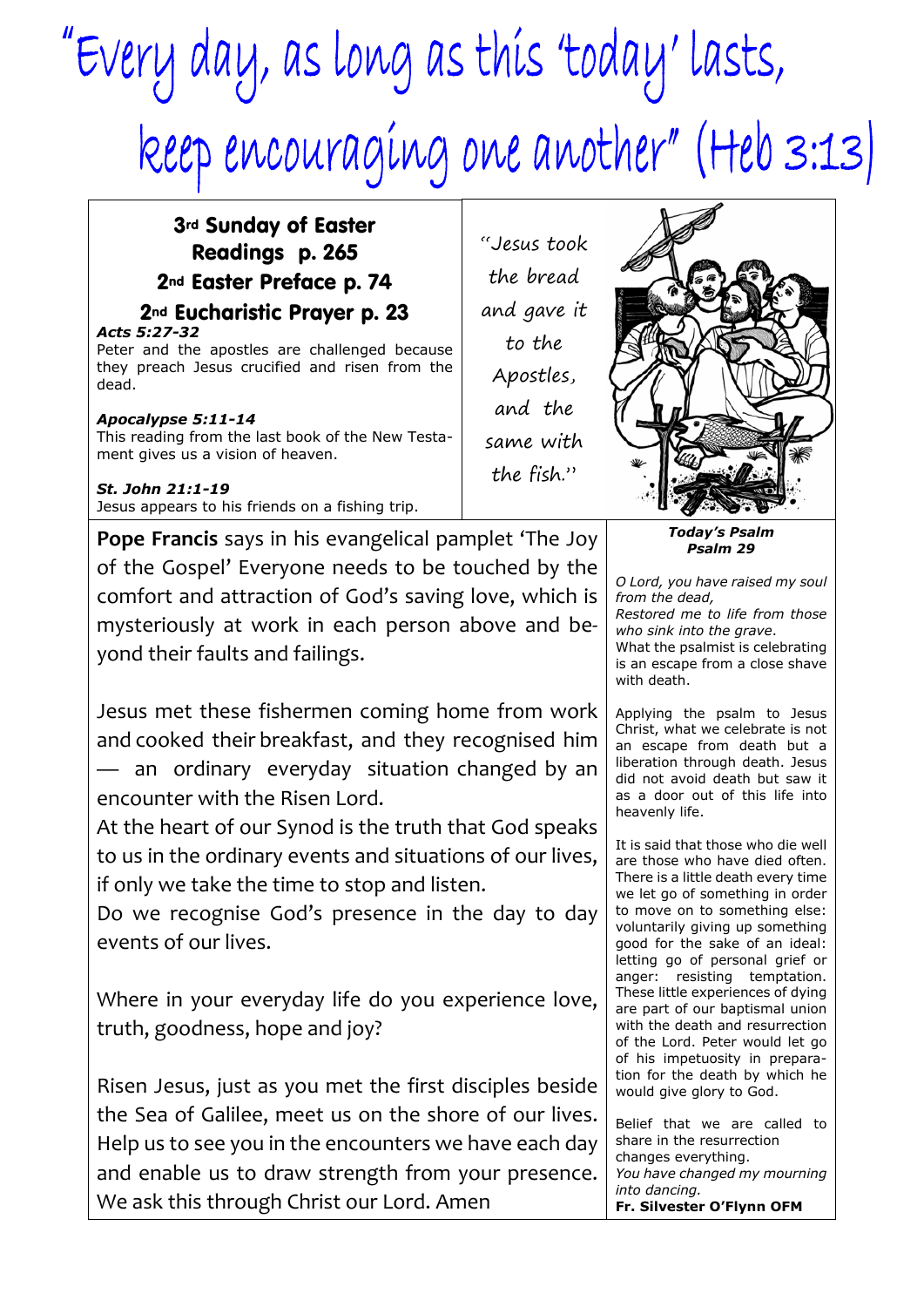# "Every day, as long as this 'today' lasts, keep encouraging one another" (Heb 3:13)

## 3rd Sunday of Easter
## Readings p. 265
## 2nd Easter Preface p. 74
## 2nd Eucharistic Prayer p. 23

***Acts 5:27-32***
Peter and the apostles are challenged because they preach Jesus crucified and risen from the dead.

***Apocalypse 5:11-14***
This reading from the last book of the New Testament gives us a vision of heaven.

***St. John 21:1-19***
Jesus appears to his friends on a fishing trip.

*"Jesus took the bread and gave it to the Apostles, and the same with the fish."*

**Pope Francis** says in his evangelical pamplet 'The Joy of the Gospel' Everyone needs to be touched by the comfort and attraction of God's saving love, which is mysteriously at work in each person above and beyond their faults and failings.

Jesus met these fishermen coming home from work and cooked their breakfast, and they recognised him — an ordinary everyday situation changed by an encounter with the Risen Lord.

At the heart of our Synod is the truth that God speaks to us in the ordinary events and situations of our lives, if only we take the time to stop and listen.

Do we recognise God's presence in the day to day events of our lives.

Where in your everyday life do you experience love, truth, goodness, hope and joy?

Risen Jesus, just as you met the first disciples beside the Sea of Galilee, meet us on the shore of our lives. Help us to see you in the encounters we have each day and enable us to draw strength from your presence. We ask this through Christ our Lord. Amen

***Today's Psalm***
***Psalm 29***

*O Lord, you have raised my soul from the dead,*
*Restored me to life from those who sink into the grave.*
What the psalmist is celebrating is an escape from a close shave with death.

Applying the psalm to Jesus Christ, what we celebrate is not an escape from death but a liberation through death. Jesus did not avoid death but saw it as a door out of this life into heavenly life.

It is said that those who die well are those who have died often. There is a little death every time we let go of something in order to move on to something else: voluntarily giving up something good for the sake of an ideal: letting go of personal grief or anger: resisting temptation. These little experiences of dying are part of our baptismal union with the death and resurrection of the Lord. Peter would let go of his impetuosity in preparation for the death by which he would give glory to God.

Belief that we are called to share in the resurrection changes everything.
*You have changed my mourning into dancing.*
**Fr. Silvester O'Flynn OFM**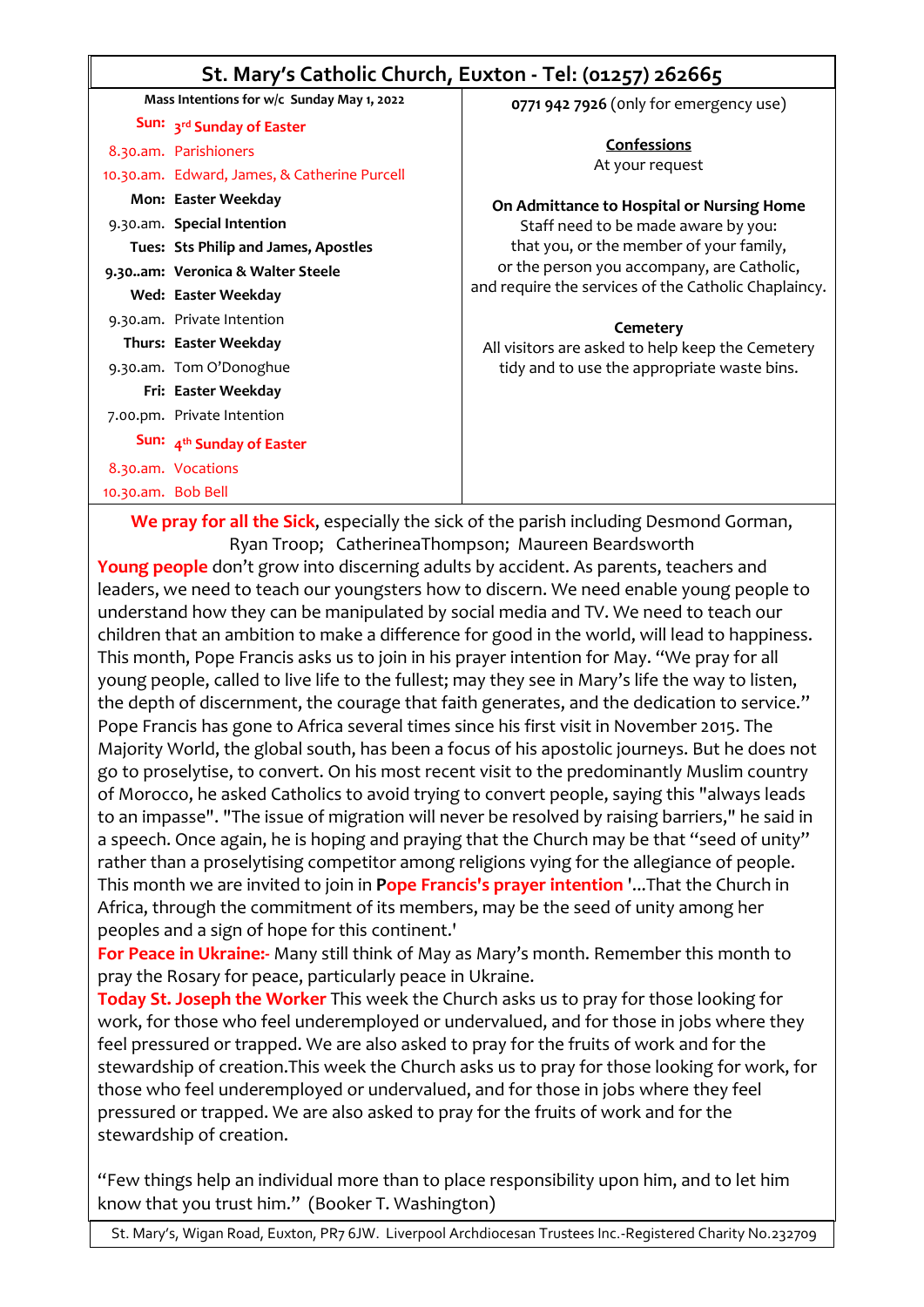## St. Mary's Catholic Church, Euxton - Tel: (01257) 262665

**Mass Intentions for w/c Sunday May 1, 2022**

| | |
|---|---|
| **Sun:** | **3rd Sunday of Easter** |
| 8.30.am. | Parishioners |
| 10.30.am. | Edward, James, & Catherine Purcell |
| **Mon:** | **Easter Weekday** |
| 9.30.am. | **Special Intention** |
| **Tues:** | **Sts Philip and James, Apostles** |
| **9.30..am:** | **Veronica & Walter Steele** |
| **Wed:** | **Easter Weekday** |
| 9.30.am. | Private Intention |
| **Thurs:** | **Easter Weekday** |
| 9.30.am. | Tom O'Donoghue |
| **Fri:** | **Easter Weekday** |
| 7.00.pm. | Private Intention |
| **Sun:** | **4th Sunday of Easter** |
| 8.30.am. | Vocations |
| 10.30.am. | Bob Bell |

**0771 942 7926** (only for emergency use)

**Confessions**
At your request

**On Admittance to Hospital or Nursing Home**
Staff need to be made aware by you: that you, or the member of your family, or the person you accompany, are Catholic, and require the services of the Catholic Chaplaincy.

**Cemetery**
All visitors are asked to help keep the Cemetery tidy and to use the appropriate waste bins.

**We pray for all the Sick**, especially the sick of the parish including Desmond Gorman, Ryan Troop; CatherineaThompson; Maureen Beardsworth

**Young people** don't grow into discerning adults by accident. As parents, teachers and leaders, we need to teach our youngsters how to discern. We need enable young people to understand how they can be manipulated by social media and TV. We need to teach our children that an ambition to make a difference for good in the world, will lead to happiness. This month, Pope Francis asks us to join in his prayer intention for May. "We pray for all young people, called to live life to the fullest; may they see in Mary's life the way to listen, the depth of discernment, the courage that faith generates, and the dedication to service." Pope Francis has gone to Africa several times since his first visit in November 2015. The Majority World, the global south, has been a focus of his apostolic journeys. But he does not go to proselytise, to convert. On his most recent visit to the predominantly Muslim country of Morocco, he asked Catholics to avoid trying to convert people, saying this "always leads to an impasse". "The issue of migration will never be resolved by raising barriers," he said in a speech. Once again, he is hoping and praying that the Church may be that "seed of unity" rather than a proselytising competitor among religions vying for the allegiance of people. This month we are invited to join in **Pope Francis's prayer intention** '...That the Church in Africa, through the commitment of its members, may be the seed of unity among her peoples and a sign of hope for this continent.'

**For Peace in Ukraine:-** Many still think of May as Mary's month. Remember this month to pray the Rosary for peace, particularly peace in Ukraine.

**Today St. Joseph the Worker** This week the Church asks us to pray for those looking for work, for those who feel underemployed or undervalued, and for those in jobs where they feel pressured or trapped. We are also asked to pray for the fruits of work and for the stewardship of creation.This week the Church asks us to pray for those looking for work, for those who feel underemployed or undervalued, and for those in jobs where they feel pressured or trapped. We are also asked to pray for the fruits of work and for the stewardship of creation.

"Few things help an individual more than to place responsibility upon him, and to let him know that you trust him." (Booker T. Washington)

St. Mary's, Wigan Road, Euxton, PR7 6JW. Liverpool Archdiocesan Trustees Inc.-Registered Charity No.232709